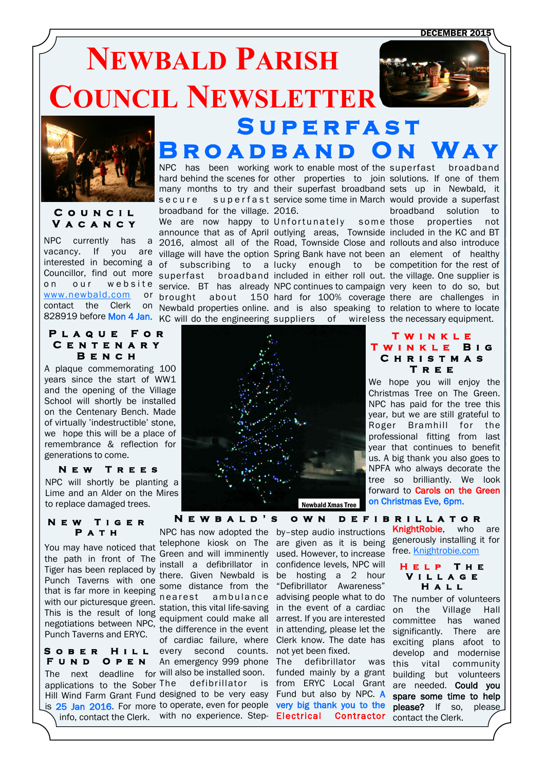DECEMBER 2015

# Newbald Parish Council Newsletter

## Superfast Broadband On Way

NPC has been working hard behind the scenes for many months to try and secure superfast broadband for the village.

We are now happy to announce that as of April 2016, almost all of the village will have the option of subscribing to a superfast broadband service. BT has already brought about 150 Newbald properties online. KC will do the engineering work to enable most of the other properties to join their superfast broadband service some time in March 2016.

Unfortunately some outlying areas, Townside Road, Townside Close and Spring Bank have not been lucky enough to be included in either roll out. NPC continues to campaign hard for 100% coverage and is also speaking to suppliers of wireless superfast broadband solutions. If one of them sets up in Newbald, it would provide a superfast broadband solution to those properties not included in the KC and BT rollouts and also introduce an element of healthy competition for the rest of the village. One supplier is very keen to do so, but there are challenges in relation to where to locate the necessary equipment.

### Council Vacancy

NPC currently has a vacancy. If you are interested in becoming a Councillor, find out more on our website www.newbald.com or contact the Clerk on 828919 before **Mon 4 Jan.**

### Plaque For Centenary Bench

A plaque commemorating 100 years since the start of WW1 and the opening of the Village School will shortly be installed on the Centenary Bench. Made of virtually 'indestructible' stone, we hope this will be a place of remembrance & reflection for generations to come.

### New Trees

NPC will shortly be planting a Lime and an Alder on the Mires to replace damaged trees.

Newbald Xmas Tree

### Twinkle Twinkle Big Christmas Tree

We hope you will enjoy the Christmas Tree on The Green. NPC has paid for the tree this year, but we are still grateful to Roger Bramhill for the professional fitting from last year that continues to benefit us. A big thank you also goes to NPFA who always decorate the tree so brilliantly. We look forward to **Carols on the Green on Christmas Eve, 6pm.**

### New Tiger Path

You may have noticed that the path in front of The Tiger has been replaced by Punch Taverns with one that is far more in keeping with our picturesque green. This is the result of long negotiations between NPC, Punch Taverns and ERYC.

### Sober Hill Fund Open

The next deadline for applications to the Sober Hill Wind Farm Grant Fund is **25 Jan 2016**. For more info, contact the Clerk.

### Newbald's own Defibrillator

NPC has now adopted the telephone kiosk on The Green and will imminently install a defibrillator in there. Given Newbald is some distance from the nearest ambulance station, this vital life-saving equipment could make all the difference in the event of cardiac failure, where every second counts. An emergency 999 phone will also be installed soon.

The defibrillator is designed to be very easy to operate, even for people with no experience. Step-by-step audio instructions are given as it is being used. However, to increase confidence levels, NPC will be hosting a 2 hour "Defibrillator Awareness" advising people what to do in the event of a cardiac arrest. If you are interested in attending, please let the Clerk know. The date has not yet been fixed.

The defibrillator was funded mainly by a grant from ERYC Local Grant Fund but also by NPC. **A very big thank you to the Electrical Contractor KnightRobie**, who are generously installing it for free. Knightrobie.com

### Help The Village Hall

The number of volunteers on the Village Hall committee has waned significantly. There are exciting plans afoot to develop and modernise this vital community building but volunteers are needed. **Could you spare some time to help please?** If so, please contact the Clerk.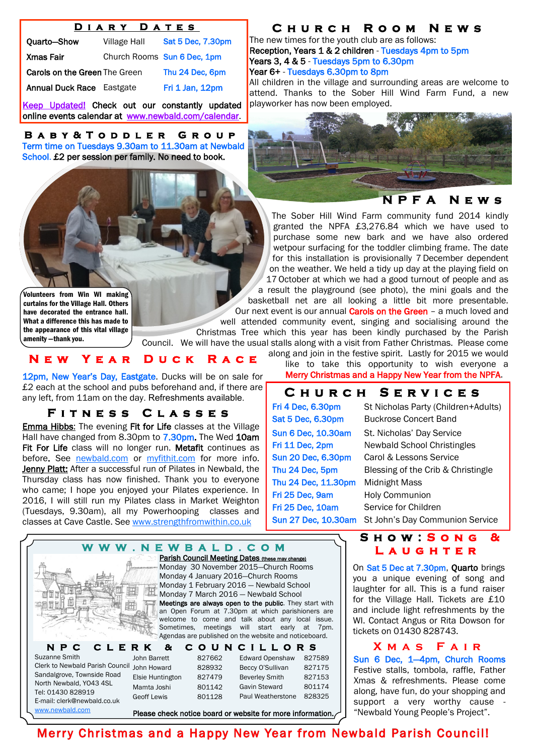## Diary Dates

| | | |
|---|---|---|
| Quarto—Show | Village Hall | Sat 5 Dec, 7.30pm |
| Xmas Fair | Church Rooms | Sun 6 Dec, 1pm |
| Carols on the Green | The Green | Thu 24 Dec, 6pm |
| Annual Duck Race | Eastgate | Fri 1 Jan, 12pm |

Keep Updated! Check out our constantly updated online events calendar at www.newbald.com/calendar.

## Baby & Toddler Group

Term time on Tuesdays 9.30am to 11.30am at Newbald School. £2 per session per family. No need to book.

Volunteers from Win WI making curtains for the Village Hall. Others have decorated the entrance hall. What a difference this has made to the appearance of this vital village amenity—thank you.

## Church Room News

The new times for the youth club are as follows:

**Reception, Years 1 & 2 children** - Tuesdays 4pm to 5pm
**Years 3, 4 & 5** - Tuesdays 5pm to 6.30pm
**Year 6+** - Tuesdays 6.30pm to 8pm

All children in the village and surrounding areas are welcome to attend. Thanks to the Sober Hill Wind Farm Fund, a new playworker has now been employed.

## NPFA News

The Sober Hill Wind Farm community fund 2014 kindly granted the NPFA £3,276.84 which we have used to purchase some new bark and we have also ordered wetpour surfacing for the toddler climbing frame. The date for this installation is provisionally 7 December dependent on the weather. We held a tidy up day at the playing field on 17 October at which we had a good turnout of people and as a result the playground (see photo), the mini goals and the basketball net are all looking a little bit more presentable. Our next event is our annual Carols on the Green – a much loved and well attended community event, singing and socialising around the Christmas Tree which this year has been kindly purchased by the Parish Council. We will have the usual stalls along with a visit from Father Christmas. Please come along and join in the festive spirit. Lastly for 2015 we would like to take this opportunity to wish everyone a Merry Christmas and a Happy New Year from the NPFA.

## New Year Duck Race

12pm, New Year's Day, Eastgate. Ducks will be on sale for £2 each at the school and pubs beforehand and, if there are any left, from 11am on the day. Refreshments available.

## Fitness Classes

**Emma Hibbs**: The evening **Fit for Life** classes at the Village Hall have changed from 8.30pm to 7.30pm. The Wed **10am Fit For Life** class will no longer run. **Metafit** continues as before. See newbald.com or myfithit.com for more info.

**Jenny Platt**: After a successful run of Pilates in Newbald, the Thursday class has now finished. Thank you to everyone who came; I hope you enjoyed your Pilates experience. In 2016, I will still run my Pilates class in Market Weighton (Tuesdays, 9.30am), all my Powerhooping classes and classes at Cave Castle. See www.strengthfromwithin.co.uk

## Church Services

| | |
|---|---|
| Fri 4 Dec, 6.30pm | St Nicholas Party (Children+Adults) |
| Sat 5 Dec, 6.30pm | Buckrose Concert Band |
| Sun 6 Dec, 10.30am | St. Nicholas' Day Service |
| Fri 11 Dec, 2pm | Newbald School Christingles |
| Sun 20 Dec, 6.30pm | Carol & Lessons Service |
| Thu 24 Dec, 5pm | Blessing of the Crib & Christingle |
| Thu 24 Dec, 11.30pm | Midnight Mass |
| Fri 25 Dec, 9am | Holy Communion |
| Fri 25 Dec, 10am | Service for Children |
| Sun 27 Dec, 10.30am | St John's Day Communion Service |

## WWW.NEWBALD.COM

**Parish Council Meeting Dates** (these may change)

Monday 30 November 2015—Church Rooms
Monday 4 January 2016—Church Rooms
Monday 1 February 2016 — Newbald School
Monday 7 March 2016 — Newbald School

**Meetings are always open to the public.** They start with an Open Forum at 7.30pm at which parishioners are welcome to come and talk about any local issue. Sometimes, meetings will start early at 7pm. Agendas are published on the website and noticeboard.

### NPC Clerk & Councillors

Suzanne Smith
Clerk to Newbald Parish Council
Sandalgrove, Townside Road
North Newbald, YO43 4SL
Tel: 01430 828919
E-mail: clerk@newbald.co.uk
www.newbald.com

| | | | |
|---|---|---|---|
| John Barrett | 827662 | Edward Openshaw | 827589 |
| John Howard | 828932 | Beccy O'Sullivan | 827175 |
| Elsie Huntington | 827479 | Beverley Smith | 827153 |
| Mamta Joshi | 801142 | Gavin Steward | 801174 |
| Geoff Lewis | 801128 | Paul Weatherstone | 828325 |

**Please check notice board or website for more information.**

## Show: Song & Laughter

On Sat 5 Dec at 7.30pm, **Quarto** brings you a unique evening of song and laughter for all. This is a fund raiser for the Village Hall. Tickets are £10 and include light refreshments by the WI. Contact Angus or Rita Dowson for tickets on 01430 828743.

## Xmas Fair

Sun 6 Dec, 1—4pm, Church Rooms
Festive stalls, tombola, raffle, Father Xmas & refreshments. Please come along, have fun, do your shopping and support a very worthy cause - "Newbald Young People's Project".

**Merry Christmas and a Happy New Year from Newbald Parish Council!**